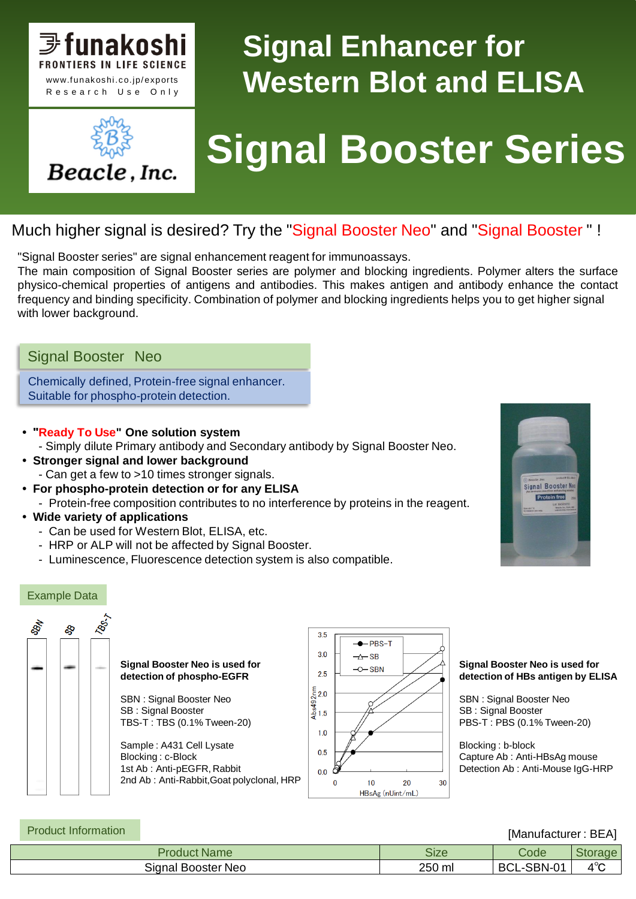funakoshi
FRONTIERS IN LIFE SCIENCE
www.funakoshi.co.jp/exports
Research Use Only

Beacle, Inc.

# Signal Enhancer for Western Blot and ELISA

# Signal Booster Series

## Much higher signal is desired? Try the "Signal Booster Neo" and "Signal Booster" !

"Signal Booster series" are signal enhancement reagent for immunoassays.
The main composition of Signal Booster series are polymer and blocking ingredients. Polymer alters the surface physico-chemical properties of antigens and antibodies. This makes antigen and antibody enhance the contact frequency and binding specificity. Combination of polymer and blocking ingredients helps you to get higher signal with lower background.

## Signal Booster Neo

Chemically defined, Protein-free signal enhancer.
Suitable for phospho-protein detection.

- **"Ready To Use" One solution system**
  - Simply dilute Primary antibody and Secondary antibody by Signal Booster Neo.
- **Stronger signal and lower background**
  - Can get a few to >10 times stronger signals.
- **For phospho-protein detection or for any ELISA**
  - Protein-free composition contributes to no interference by proteins in the reagent.
- **Wide variety of applications**
  - Can be used for Western Blot, ELISA, etc.
  - HRP or ALP will not be affected by Signal Booster.
  - Luminescence, Fluorescence detection system is also compatible.

### Example Data

**Signal Booster Neo is used for detection of phospho-EGFR**

SBN : Signal Booster Neo
SB : Signal Booster
TBS-T : TBS (0.1% Tween-20)

Sample : A431 Cell Lysate
Blocking : c-Block
1st Ab : Anti-pEGFR, Rabbit
2nd Ab : Anti-Rabbit,Goat polyclonal, HRP

**Signal Booster Neo is used for detection of HBs antigen by ELISA**

SBN : Signal Booster Neo
SB : Signal Booster
PBS-T : PBS (0.1% Tween-20)

Blocking : b-block
Capture Ab : Anti-HBsAg mouse
Detection Ab : Anti-Mouse IgG-HRP

### Product Information

[Manufacturer : BEA]

| Product Name | Size | Code | Storage |
|---|---|---|---|
| Signal Booster Neo | 250 ml | BCL-SBN-01 | 4℃ |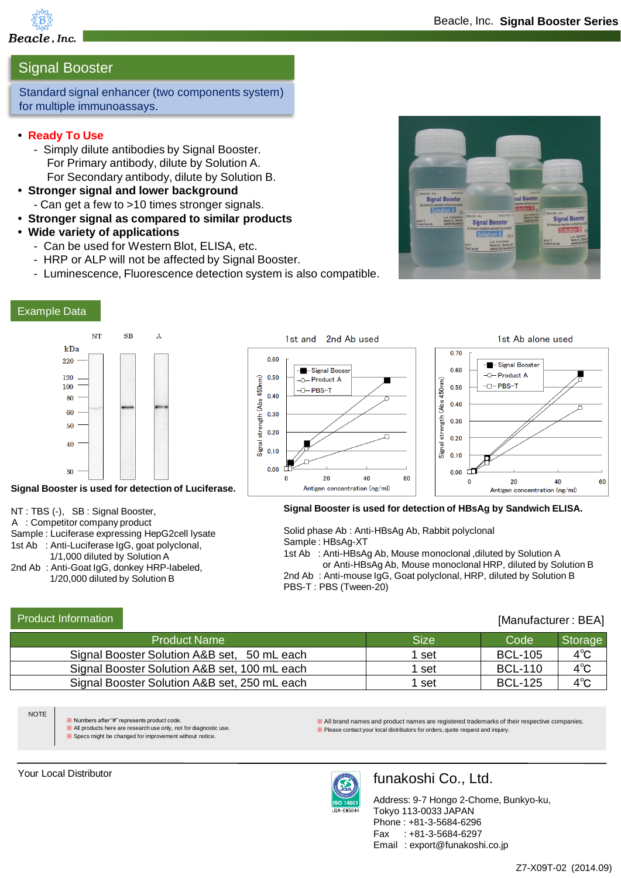# Signal Booster

Standard signal enhancer (two components system) for multiple immunoassays.

- **Ready To Use**
  - Simply dilute antibodies by Signal Booster.
    For Primary antibody, dilute by Solution A.
    For Secondary antibody, dilute by Solution B.
- **Stronger signal and lower background**
  - Can get a few to >10 times stronger signals.
- **Stronger signal as compared to similar products**
- **Wide variety of applications**
  - Can be used for Western Blot, ELISA, etc.
  - HRP or ALP will not be affected by Signal Booster.
  - Luminescence, Fluorescence detection system is also compatible.

## Example Data

NT SB A
kDa
220
120
100
80
60
50
40
30

**Signal Booster is used for detection of Luciferase.**

NT : TBS (-), SB : Signal Booster,
A : Competitor company product
Sample : Luciferase expressing HepG2cell lysate
1st Ab : Anti-Luciferase IgG, goat polyclonal,
1/1,000 diluted by Solution A
2nd Ab : Anti-Goat IgG, donkey HRP-labeled,
1/20,000 diluted by Solution B

1st and 2nd Ab used

Signal strength (Abs 450nm)
0.00 0.10 0.20 0.30 0.40 0.50 0.60
Signal Booster
Product A
PBS-T
0 20 40 60
Antigen concentration (ng/ml)

1st Ab alone used

Signal strength (Abs 450nm)
0.00 0.10 0.20 0.30 0.40 0.50 0.60 0.70
Signal Booster
Product A
PBS-T
0 20 40 60
Antigen concentration (ng/ml)

**Signal Booster is used for detection of HBsAg by Sandwich ELISA.**

Solid phase Ab : Anti-HBsAg Ab, Rabbit polyclonal
Sample : HBsAg-XT
1st Ab : Anti-HBsAg Ab, Mouse monoclonal ,diluted by Solution A
or Anti-HBsAg Ab, Mouse monoclonal HRP, diluted by Solution B
2nd Ab : Anti-mouse IgG, Goat polyclonal, HRP, diluted by Solution B
PBS-T : PBS (Tween-20)

## Product Information

[Manufacturer : BEA]

| Product Name | Size | Code | Storage |
|---|---|---|---|
| Signal Booster Solution A&B set, 50 mL each | 1 set | BCL-105 | 4℃ |
| Signal Booster Solution A&B set, 100 mL each | 1 set | BCL-110 | 4℃ |
| Signal Booster Solution A&B set, 250 mL each | 1 set | BCL-125 | 4℃ |

NOTE

※ Numbers after "#" represents product code.
※ All products here are research use only, not for diagnostic use.
※ Specs might be changed for improvement without notice.
※ All brand names and product names are registered trademarks of their respective companies.
※ Please contact your local distributors for orders, quote request and inquiry.

Your Local Distributor

ISO 14001
JQA-EM5844

funakoshi Co., Ltd.

Address: 9-7 Hongo 2-Chome, Bunkyo-ku,
Tokyo 113-0033 JAPAN
Phone : +81-3-5684-6296
Fax : +81-3-5684-6297
Email : export@funakoshi.co.jp

Z7-X09T-02 (2014.09)